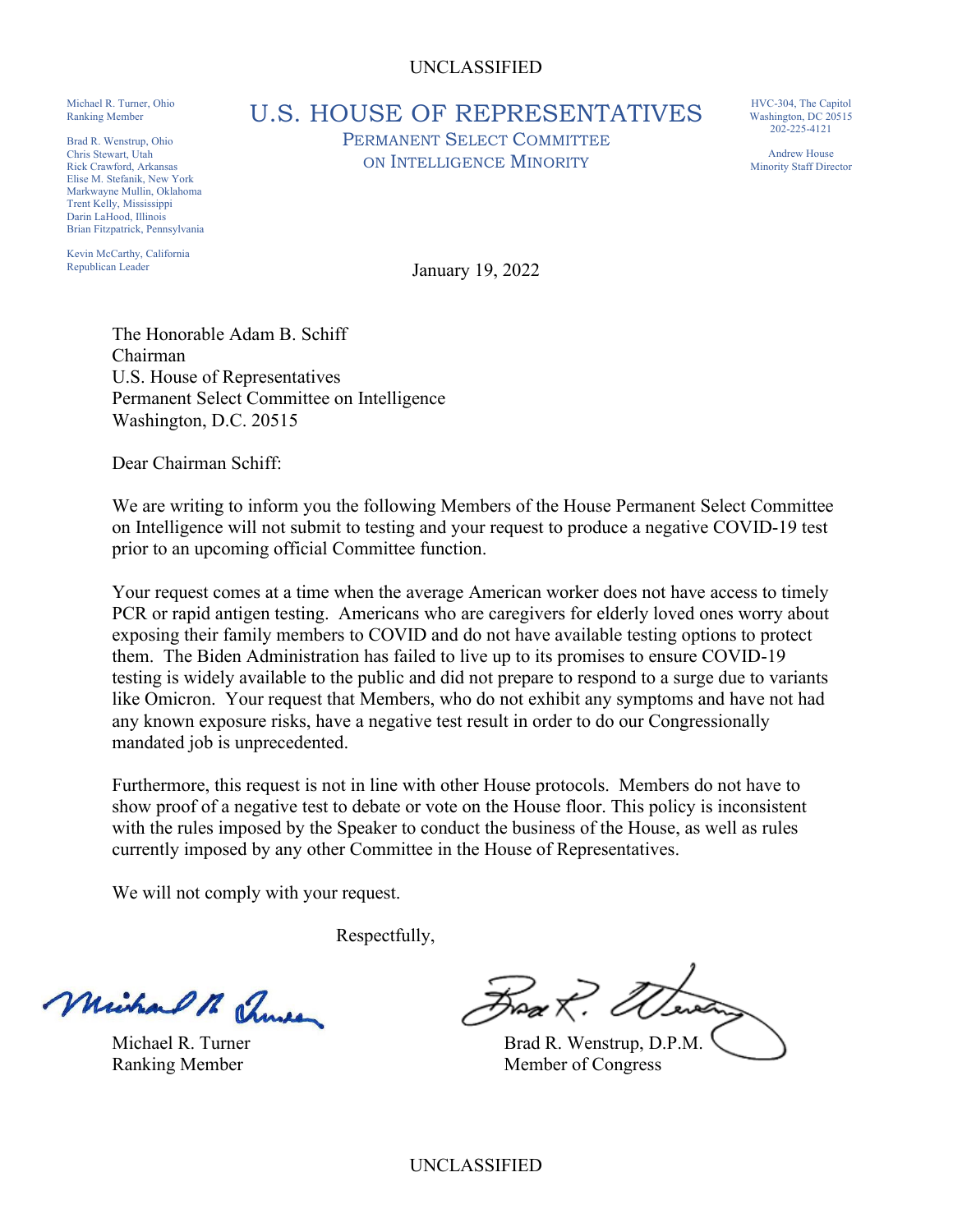UNCLASSIFIED

Michael R. Turner, Ohio
Ranking Member

Brad R. Wenstrup, Ohio
Chris Stewart, Utah
Rick Crawford, Arkansas
Elise M. Stefanik, New York
Markwayne Mullin, Oklahoma
Trent Kelly, Mississippi
Darin LaHood, Illinois
Brian Fitzpatrick, Pennsylvania

Kevin McCarthy, California
Republican Leader

# U.S. HOUSE OF REPRESENTATIVES

## PERMANENT SELECT COMMITTEE ON INTELLIGENCE MINORITY

HVC-304, The Capitol
Washington, DC 20515
202-225-4121

Andrew House
Minority Staff Director

January 19, 2022

The Honorable Adam B. Schiff
Chairman
U.S. House of Representatives
Permanent Select Committee on Intelligence
Washington, D.C. 20515

Dear Chairman Schiff:

We are writing to inform you the following Members of the House Permanent Select Committee on Intelligence will not submit to testing and your request to produce a negative COVID-19 test prior to an upcoming official Committee function.

Your request comes at a time when the average American worker does not have access to timely PCR or rapid antigen testing. Americans who are caregivers for elderly loved ones worry about exposing their family members to COVID and do not have available testing options to protect them. The Biden Administration has failed to live up to its promises to ensure COVID-19 testing is widely available to the public and did not prepare to respond to a surge due to variants like Omicron. Your request that Members, who do not exhibit any symptoms and have not had any known exposure risks, have a negative test result in order to do our Congressionally mandated job is unprecedented.

Furthermore, this request is not in line with other House protocols. Members do not have to show proof of a negative test to debate or vote on the House floor. This policy is inconsistent with the rules imposed by the Speaker to conduct the business of the House, as well as rules currently imposed by any other Committee in the House of Representatives.

We will not comply with your request.

Respectfully,

Michael R. Turner
Ranking Member

Brad R. Wenstrup, D.P.M.
Member of Congress

UNCLASSIFIED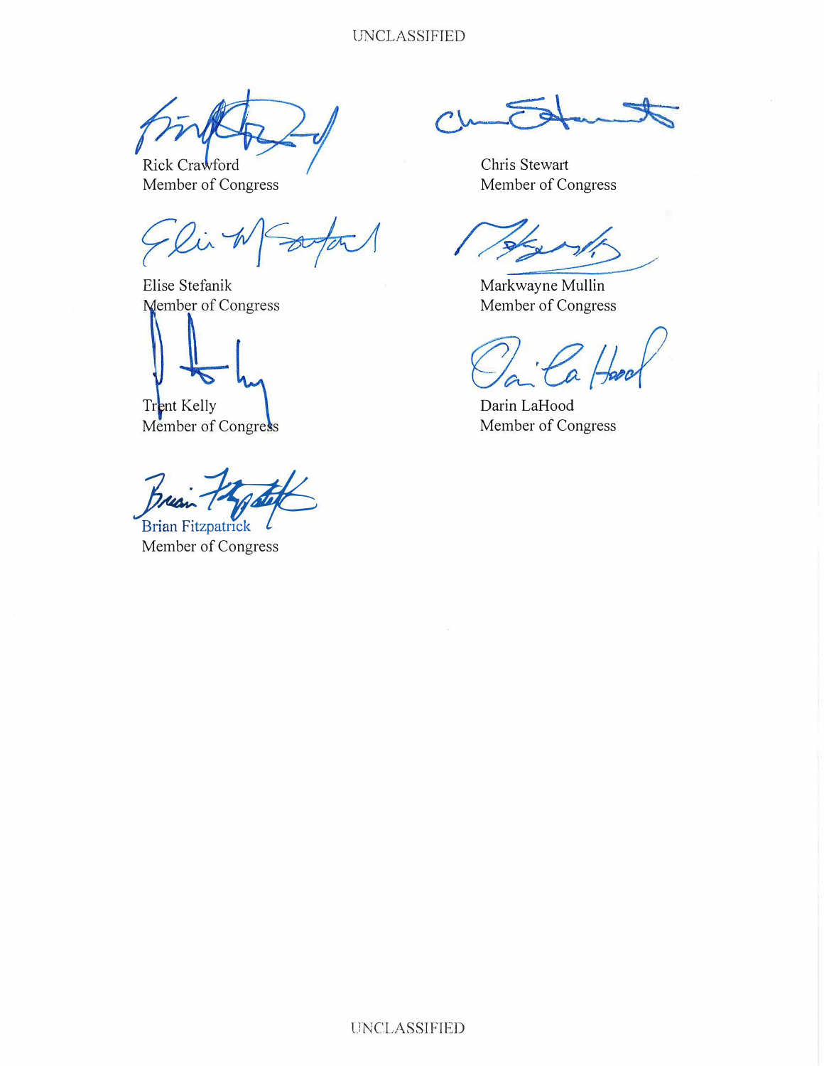Rick Crawford
Member of Congress

Chris Stewart
Member of Congress

Elise Stefanik
Member of Congress

Markwayne Mullin
Member of Congress

Trent Kelly
Member of Congress

Darin LaHood
Member of Congress

Brian Fitzpatrick
Member of Congress